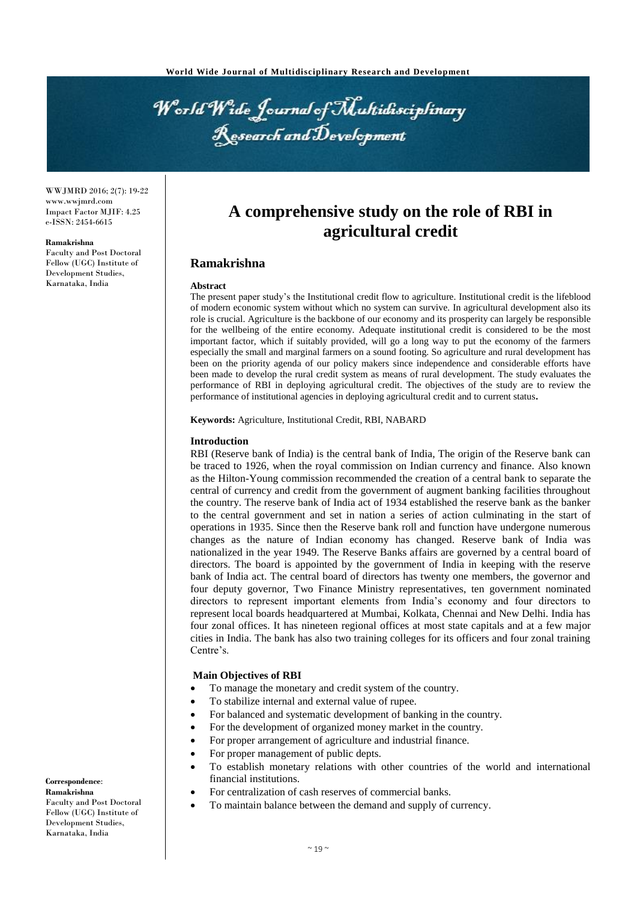# A comprehensive study on the role of RBI in agricultural credit

## Ramakrishna

Ramakrishna
Faculty and Post Doctoral Fellow (UGC) Institute of Development Studies, Karnataka, India

**Correspondence**:
**Ramakrishna**
Faculty and Post Doctoral Fellow (UGC) Institute of Development Studies, Karnataka, India

### Abstract

The present paper study's the Institutional credit flow to agriculture. Institutional credit is the lifeblood of modern economic system without which no system can survive. In agricultural development also its role is crucial. Agriculture is the backbone of our economy and its prosperity can largely be responsible for the wellbeing of the entire economy. Adequate institutional credit is considered to be the most important factor, which if suitably provided, will go a long way to put the economy of the farmers especially the small and marginal farmers on a sound footing. So agriculture and rural development has been on the priority agenda of our policy makers since independence and considerable efforts have been made to develop the rural credit system as means of rural development. The study evaluates the performance of RBI in deploying agricultural credit. The objectives of the study are to review the performance of institutional agencies in deploying agricultural credit and to current status**.**

**Keywords:** Agriculture, Institutional Credit, RBI, NABARD

### Introduction

RBI (Reserve bank of India) is the central bank of India, The origin of the Reserve bank can be traced to 1926, when the royal commission on Indian currency and finance. Also known as the Hilton-Young commission recommended the creation of a central bank to separate the central of currency and credit from the government of augment banking facilities throughout the country. The reserve bank of India act of 1934 established the reserve bank as the banker to the central government and set in nation a series of action culminating in the start of operations in 1935. Since then the Reserve bank roll and function have undergone numerous changes as the nature of Indian economy has changed. Reserve bank of India was nationalized in the year 1949. The Reserve Banks affairs are governed by a central board of directors. The board is appointed by the government of India in keeping with the reserve bank of India act. The central board of directors has twenty one members, the governor and four deputy governor, Two Finance Ministry representatives, ten government nominated directors to represent important elements from India's economy and four directors to represent local boards headquartered at Mumbai, Kolkata, Chennai and New Delhi. India has four zonal offices. It has nineteen regional offices at most state capitals and at a few major cities in India. The bank has also two training colleges for its officers and four zonal training Centre's.

### Main Objectives of RBI

- To manage the monetary and credit system of the country.
- To stabilize internal and external value of rupee.
- For balanced and systematic development of banking in the country.
- For the development of organized money market in the country.
- For proper arrangement of agriculture and industrial finance.
- For proper management of public depts.
- To establish monetary relations with other countries of the world and international financial institutions.
- For centralization of cash reserves of commercial banks.
- To maintain balance between the demand and supply of currency.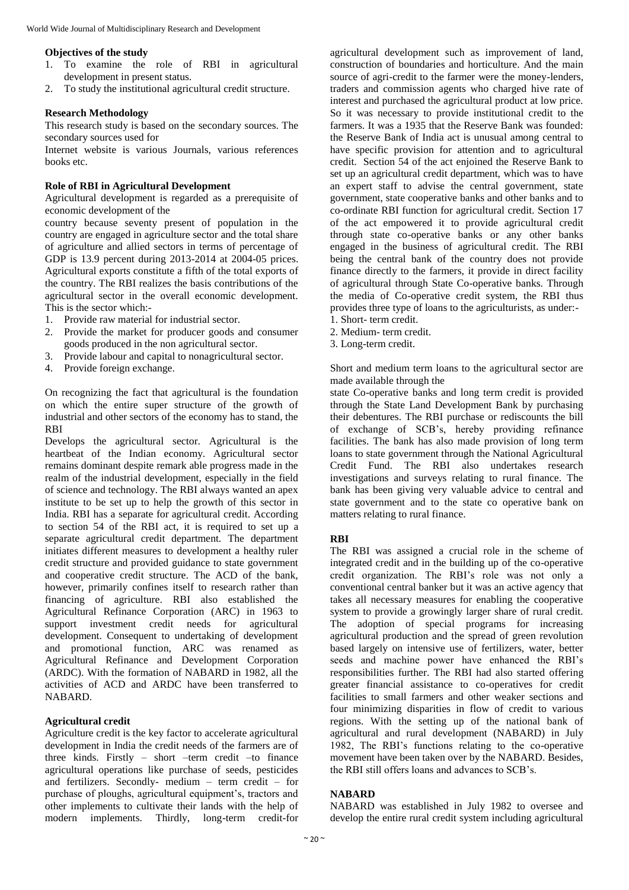### Objectives of the study

1. To examine the role of RBI in agricultural development in present status.
2. To study the institutional agricultural credit structure.

### Research Methodology

This research study is based on the secondary sources. The secondary sources used for

Internet website is various Journals, various references books etc.

### Role of RBI in Agricultural Development

Agricultural development is regarded as a prerequisite of economic development of the

country because seventy present of population in the country are engaged in agriculture sector and the total share of agriculture and allied sectors in terms of percentage of GDP is 13.9 percent during 2013-2014 at 2004-05 prices. Agricultural exports constitute a fifth of the total exports of the country. The RBI realizes the basis contributions of the agricultural sector in the overall economic development. This is the sector which:-

1. Provide raw material for industrial sector.
2. Provide the market for producer goods and consumer goods produced in the non agricultural sector.
3. Provide labour and capital to nonagricultural sector.
4. Provide foreign exchange.

On recognizing the fact that agricultural is the foundation on which the entire super structure of the growth of industrial and other sectors of the economy has to stand, the RBI

Develops the agricultural sector. Agricultural is the heartbeat of the Indian economy. Agricultural sector remains dominant despite remark able progress made in the realm of the industrial development, especially in the field of science and technology. The RBI always wanted an apex institute to be set up to help the growth of this sector in India. RBI has a separate for agricultural credit. According to section 54 of the RBI act, it is required to set up a separate agricultural credit department. The department initiates different measures to development a healthy ruler credit structure and provided guidance to state government and cooperative credit structure. The ACD of the bank, however, primarily confines itself to research rather than financing of agriculture. RBI also established the Agricultural Refinance Corporation (ARC) in 1963 to support investment credit needs for agricultural development. Consequent to undertaking of development and promotional function, ARC was renamed as Agricultural Refinance and Development Corporation (ARDC). With the formation of NABARD in 1982, all the activities of ACD and ARDC have been transferred to NABARD.

### Agricultural credit

Agriculture credit is the key factor to accelerate agricultural development in India the credit needs of the farmers are of three kinds. Firstly – short –term credit –to finance agricultural operations like purchase of seeds, pesticides and fertilizers. Secondly- medium – term credit – for purchase of ploughs, agricultural equipment's, tractors and other implements to cultivate their lands with the help of modern implements. Thirdly, long-term credit-for agricultural development such as improvement of land, construction of boundaries and horticulture. And the main source of agri-credit to the farmer were the money-lenders, traders and commission agents who charged hive rate of interest and purchased the agricultural product at low price. So it was necessary to provide institutional credit to the farmers. It was a 1935 that the Reserve Bank was founded: the Reserve Bank of India act is unusual among central to have specific provision for attention and to agricultural credit. Section 54 of the act enjoined the Reserve Bank to set up an agricultural credit department, which was to have an expert staff to advise the central government, state government, state cooperative banks and other banks and to co-ordinate RBI function for agricultural credit. Section 17 of the act empowered it to provide agricultural credit through state co-operative banks or any other banks engaged in the business of agricultural credit. The RBI being the central bank of the country does not provide finance directly to the farmers, it provide in direct facility of agricultural through State Co-operative banks. Through the media of Co-operative credit system, the RBI thus provides three type of loans to the agriculturists, as under:-

1. Short- term credit.
2. Medium- term credit.
3. Long-term credit.

Short and medium term loans to the agricultural sector are made available through the

state Co-operative banks and long term credit is provided through the State Land Development Bank by purchasing their debentures. The RBI purchase or rediscounts the bill of exchange of SCB's, hereby providing refinance facilities. The bank has also made provision of long term loans to state government through the National Agricultural Credit Fund. The RBI also undertakes research investigations and surveys relating to rural finance. The bank has been giving very valuable advice to central and state government and to the state co operative bank on matters relating to rural finance.

### RBI

The RBI was assigned a crucial role in the scheme of integrated credit and in the building up of the co-operative credit organization. The RBI's role was not only a conventional central banker but it was an active agency that takes all necessary measures for enabling the cooperative system to provide a growingly larger share of rural credit. The adoption of special programs for increasing agricultural production and the spread of green revolution based largely on intensive use of fertilizers, water, better seeds and machine power have enhanced the RBI's responsibilities further. The RBI had also started offering greater financial assistance to co-operatives for credit facilities to small farmers and other weaker sections and four minimizing disparities in flow of credit to various regions. With the setting up of the national bank of agricultural and rural development (NABARD) in July 1982, The RBI's functions relating to the co-operative movement have been taken over by the NABARD. Besides, the RBI still offers loans and advances to SCB's.

### NABARD

NABARD was established in July 1982 to oversee and develop the entire rural credit system including agricultural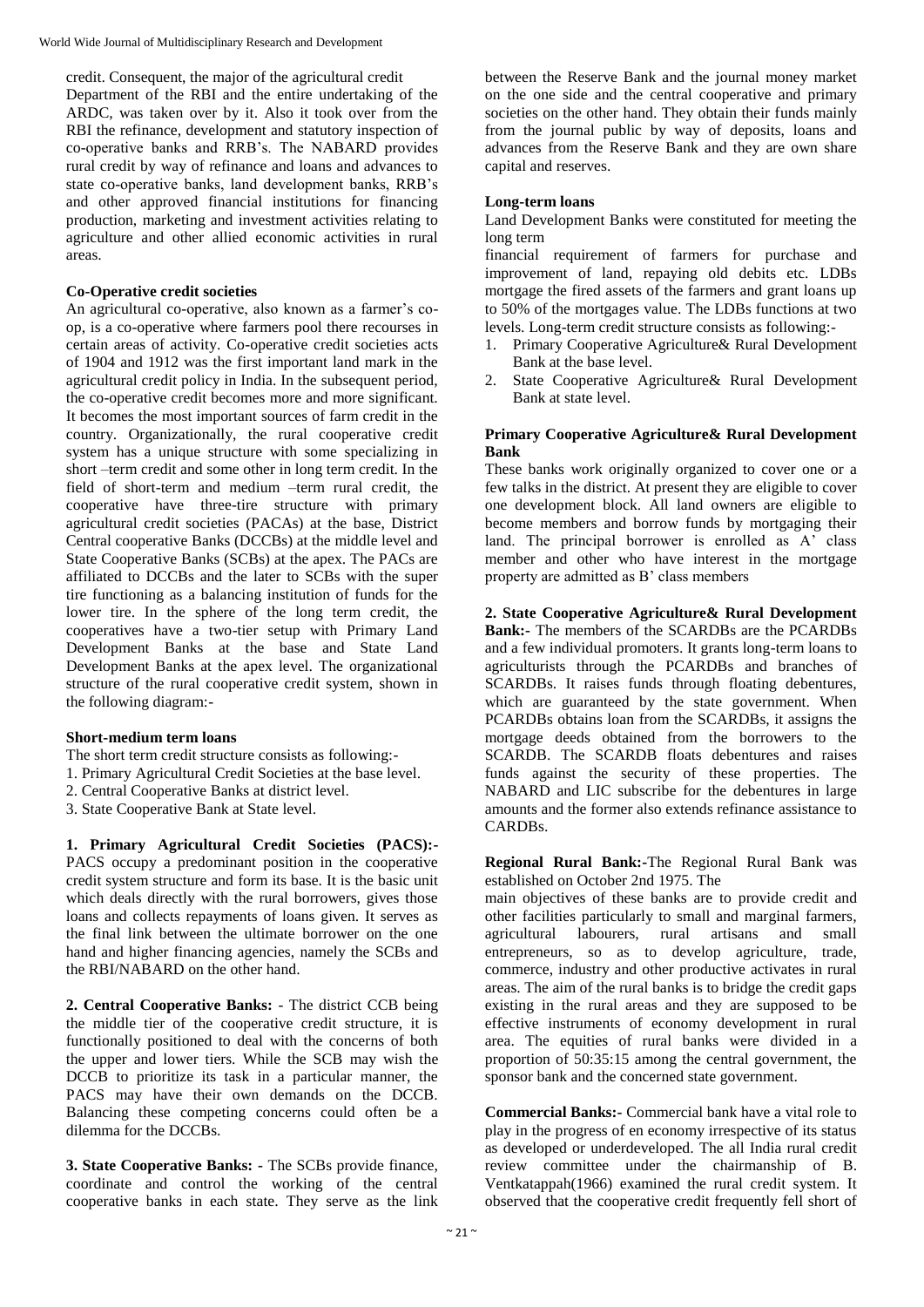credit. Consequent, the major of the agricultural credit Department of the RBI and the entire undertaking of the ARDC, was taken over by it. Also it took over from the RBI the refinance, development and statutory inspection of co-operative banks and RRB's. The NABARD provides rural credit by way of refinance and loans and advances to state co-operative banks, land development banks, RRB's and other approved financial institutions for financing production, marketing and investment activities relating to agriculture and other allied economic activities in rural areas.

**Co-Operative credit societies**

An agricultural co-operative, also known as a farmer's co-op, is a co-operative where farmers pool there recourses in certain areas of activity. Co-operative credit societies acts of 1904 and 1912 was the first important land mark in the agricultural credit policy in India. In the subsequent period, the co-operative credit becomes more and more significant. It becomes the most important sources of farm credit in the country. Organizationally, the rural cooperative credit system has a unique structure with some specializing in short –term credit and some other in long term credit. In the field of short-term and medium –term rural credit, the cooperative have three-tire structure with primary agricultural credit societies (PACAs) at the base, District Central cooperative Banks (DCCBs) at the middle level and State Cooperative Banks (SCBs) at the apex. The PACs are affiliated to DCCBs and the later to SCBs with the super tire functioning as a balancing institution of funds for the lower tire. In the sphere of the long term credit, the cooperatives have a two-tier setup with Primary Land Development Banks at the base and State Land Development Banks at the apex level. The organizational structure of the rural cooperative credit system, shown in the following diagram:-

**Short-medium term loans**

The short term credit structure consists as following:-

1. Primary Agricultural Credit Societies at the base level.
2. Central Cooperative Banks at district level.
3. State Cooperative Bank at State level.

**1. Primary Agricultural Credit Societies (PACS):-** PACS occupy a predominant position in the cooperative credit system structure and form its base. It is the basic unit which deals directly with the rural borrowers, gives those loans and collects repayments of loans given. It serves as the final link between the ultimate borrower on the one hand and higher financing agencies, namely the SCBs and the RBI/NABARD on the other hand.

**2. Central Cooperative Banks:** - The district CCB being the middle tier of the cooperative credit structure, it is functionally positioned to deal with the concerns of both the upper and lower tiers. While the SCB may wish the DCCB to prioritize its task in a particular manner, the PACS may have their own demands on the DCCB. Balancing these competing concerns could often be a dilemma for the DCCBs.

**3. State Cooperative Banks: -** The SCBs provide finance, coordinate and control the working of the central cooperative banks in each state. They serve as the link between the Reserve Bank and the journal money market on the one side and the central cooperative and primary societies on the other hand. They obtain their funds mainly from the journal public by way of deposits, loans and advances from the Reserve Bank and they are own share capital and reserves.

**Long-term loans**

Land Development Banks were constituted for meeting the long term financial requirement of farmers for purchase and improvement of land, repaying old debits etc. LDBs mortgage the fired assets of the farmers and grant loans up to 50% of the mortgages value. The LDBs functions at two levels. Long-term credit structure consists as following:-

1. Primary Cooperative Agriculture& Rural Development Bank at the base level.
2. State Cooperative Agriculture& Rural Development Bank at state level.

**Primary Cooperative Agriculture& Rural Development Bank**

These banks work originally organized to cover one or a few talks in the district. At present they are eligible to cover one development block. All land owners are eligible to become members and borrow funds by mortgaging their land. The principal borrower is enrolled as A' class member and other who have interest in the mortgage property are admitted as B' class members

**2. State Cooperative Agriculture& Rural Development Bank:-** The members of the SCARDBs are the PCARDBs and a few individual promoters. It grants long-term loans to agriculturists through the PCARDBs and branches of SCARDBs. It raises funds through floating debentures, which are guaranteed by the state government. When PCARDBs obtains loan from the SCARDBs, it assigns the mortgage deeds obtained from the borrowers to the SCARDB. The SCARDB floats debentures and raises funds against the security of these properties. The NABARD and LIC subscribe for the debentures in large amounts and the former also extends refinance assistance to CARDBs.

**Regional Rural Bank:-**The Regional Rural Bank was established on October 2nd 1975. The main objectives of these banks are to provide credit and other facilities particularly to small and marginal farmers, agricultural labourers, rural artisans and small entrepreneurs, so as to develop agriculture, trade, commerce, industry and other productive activates in rural areas. The aim of the rural banks is to bridge the credit gaps existing in the rural areas and they are supposed to be effective instruments of economy development in rural area. The equities of rural banks were divided in a proportion of 50:35:15 among the central government, the sponsor bank and the concerned state government.

**Commercial Banks:-** Commercial bank have a vital role to play in the progress of en economy irrespective of its status as developed or underdeveloped. The all India rural credit review committee under the chairmanship of B. Ventkatappah(1966) examined the rural credit system. It observed that the cooperative credit frequently fell short of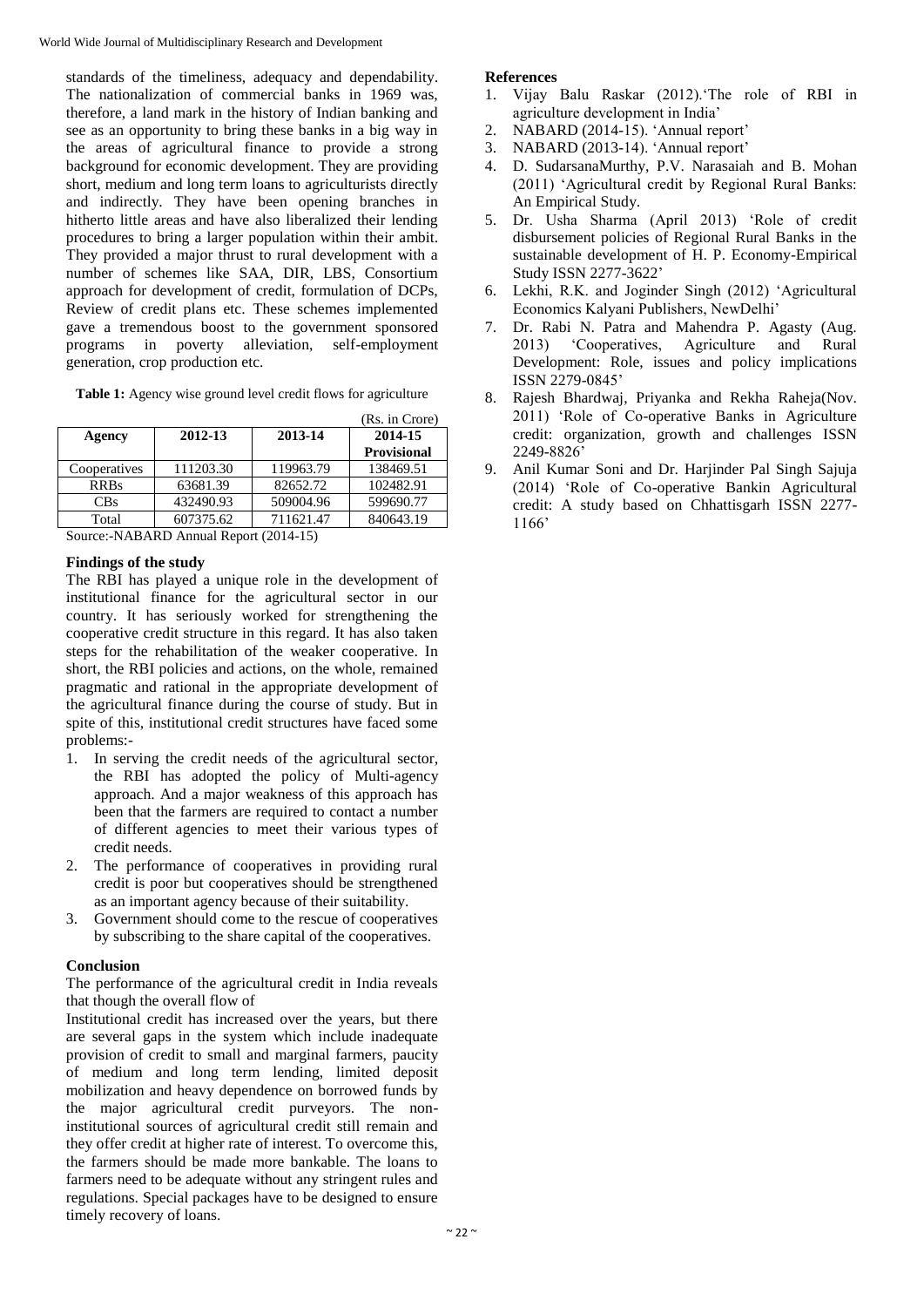standards of the timeliness, adequacy and dependability. The nationalization of commercial banks in 1969 was, therefore, a land mark in the history of Indian banking and see as an opportunity to bring these banks in a big way in the areas of agricultural finance to provide a strong background for economic development. They are providing short, medium and long term loans to agriculturists directly and indirectly. They have been opening branches in hitherto little areas and have also liberalized their lending procedures to bring a larger population within their ambit. They provided a major thrust to rural development with a number of schemes like SAA, DIR, LBS, Consortium approach for development of credit, formulation of DCPs, Review of credit plans etc. These schemes implemented gave a tremendous boost to the government sponsored programs in poverty alleviation, self-employment generation, crop production etc.

**Table 1:** Agency wise ground level credit flows for agriculture

(Rs. in Crore)

| Agency | 2012-13 | 2013-14 | 2014-15 Provisional |
|---|---|---|---|
| Cooperatives | 111203.30 | 119963.79 | 138469.51 |
| RRBs | 63681.39 | 82652.72 | 102482.91 |
| CBs | 432490.93 | 509004.96 | 599690.77 |
| Total | 607375.62 | 711621.47 | 840643.19 |

Source:-NABARD Annual Report (2014-15)

## Findings of the study

The RBI has played a unique role in the development of institutional finance for the agricultural sector in our country. It has seriously worked for strengthening the cooperative credit structure in this regard. It has also taken steps for the rehabilitation of the weaker cooperative. In short, the RBI policies and actions, on the whole, remained pragmatic and rational in the appropriate development of the agricultural finance during the course of study. But in spite of this, institutional credit structures have faced some problems:-

1. In serving the credit needs of the agricultural sector, the RBI has adopted the policy of Multi-agency approach. And a major weakness of this approach has been that the farmers are required to contact a number of different agencies to meet their various types of credit needs.
2. The performance of cooperatives in providing rural credit is poor but cooperatives should be strengthened as an important agency because of their suitability.
3. Government should come to the rescue of cooperatives by subscribing to the share capital of the cooperatives.

## Conclusion

The performance of the agricultural credit in India reveals that though the overall flow of

Institutional credit has increased over the years, but there are several gaps in the system which include inadequate provision of credit to small and marginal farmers, paucity of medium and long term lending, limited deposit mobilization and heavy dependence on borrowed funds by the major agricultural credit purveyors. The non-institutional sources of agricultural credit still remain and they offer credit at higher rate of interest. To overcome this, the farmers should be made more bankable. The loans to farmers need to be adequate without any stringent rules and regulations. Special packages have to be designed to ensure timely recovery of loans.

## References

1. Vijay Balu Raskar (2012).'The role of RBI in agriculture development in India'
2. NABARD (2014-15). 'Annual report'
3. NABARD (2013-14). 'Annual report'
4. D. SudarsanaMurthy, P.V. Narasaiah and B. Mohan (2011) 'Agricultural credit by Regional Rural Banks: An Empirical Study.
5. Dr. Usha Sharma (April 2013) 'Role of credit disbursement policies of Regional Rural Banks in the sustainable development of H. P. Economy-Empirical Study ISSN 2277-3622'
6. Lekhi, R.K. and Joginder Singh (2012) 'Agricultural Economics Kalyani Publishers, NewDelhi'
7. Dr. Rabi N. Patra and Mahendra P. Agasty (Aug. 2013) 'Cooperatives, Agriculture and Rural Development: Role, issues and policy implications ISSN 2279-0845'
8. Rajesh Bhardwaj, Priyanka and Rekha Raheja(Nov. 2011) 'Role of Co-operative Banks in Agriculture credit: organization, growth and challenges ISSN 2249-8826'
9. Anil Kumar Soni and Dr. Harjinder Pal Singh Sajuja (2014) 'Role of Co-operative Bankin Agricultural credit: A study based on Chhattisgarh ISSN 2277-1166'